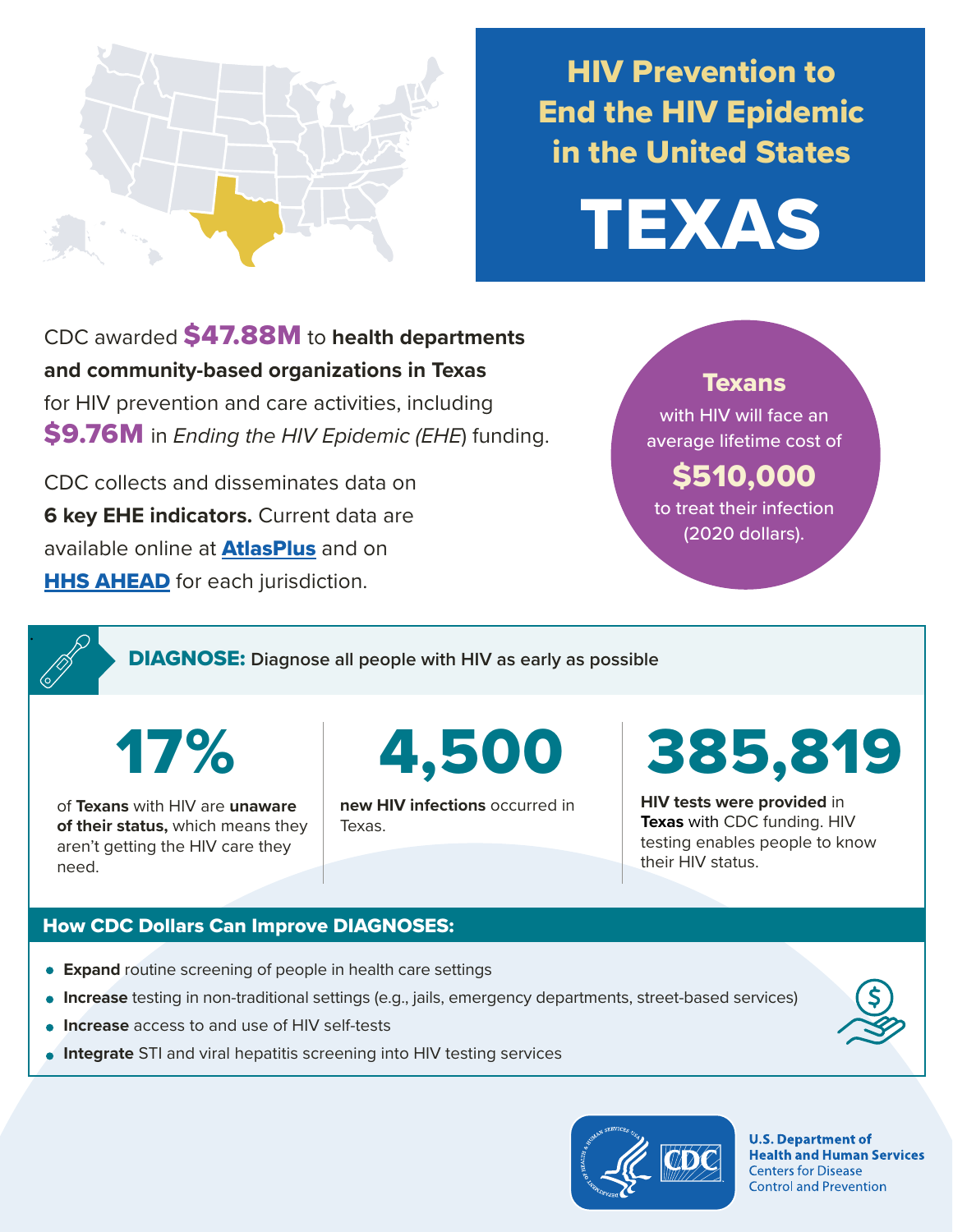# HIV Prevention to End the HIV Epidemic in the United States

# TEXAS

CDC awarded **$47.88M** to **health departments and community-based organizations in Texas** for HIV prevention and care activities, including **$9.76M** in *Ending the HIV Epidemic (EHE*) funding.

CDC collects and disseminates data on **6 key EHE indicators.** Current data are available online at **AtlasPlus** and on **HHS AHEAD** for each jurisdiction.

**Texans** with HIV will face an average lifetime cost of **$510,000** to treat their infection (2020 dollars).

## DIAGNOSE: Diagnose all people with HIV as early as possible

**17%**

of **Texans** with HIV are **unaware of their status,** which means they aren't getting the HIV care they need.

**4,500**

**new HIV infections** occurred in Texas.

**385,819**

**HIV tests were provided** in **Texas** with CDC funding. HIV testing enables people to know their HIV status.

### How CDC Dollars Can Improve DIAGNOSES:

- **Expand** routine screening of people in health care settings
- **Increase** testing in non-traditional settings (e.g., jails, emergency departments, street-based services)
- **Increase** access to and use of HIV self-tests
- **Integrate** STI and viral hepatitis screening into HIV testing services

U.S. Department of Health and Human Services
Centers for Disease Control and Prevention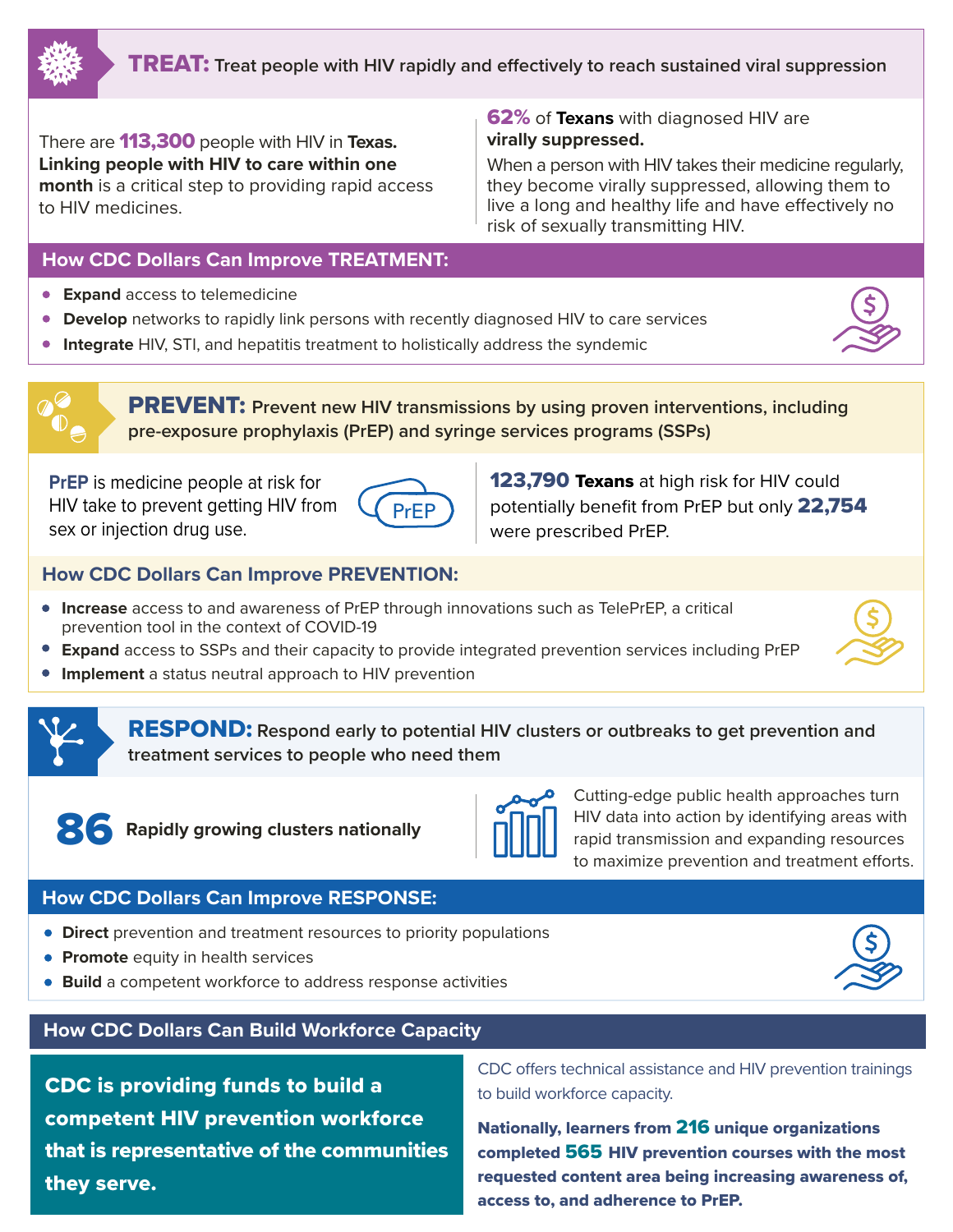## TREAT: Treat people with HIV rapidly and effectively to reach sustained viral suppression

There are **113,300** people with HIV in **Texas.** **Linking people with HIV to care within one month** is a critical step to providing rapid access to HIV medicines.

**62%** of **Texans** with diagnosed HIV are **virally suppressed.**

When a person with HIV takes their medicine regularly, they become virally suppressed, allowing them to live a long and healthy life and have effectively no risk of sexually transmitting HIV.

### How CDC Dollars Can Improve TREATMENT:

- **Expand** access to telemedicine
- **Develop** networks to rapidly link persons with recently diagnosed HIV to care services
- **Integrate** HIV, STI, and hepatitis treatment to holistically address the syndemic

## PREVENT: Prevent new HIV transmissions by using proven interventions, including pre-exposure prophylaxis (PrEP) and syringe services programs (SSPs)

**PrEP** is medicine people at risk for HIV take to prevent getting HIV from sex or injection drug use.

PrEP

**123,790 Texans** at high risk for HIV could potentially benefit from PrEP but only **22,754** were prescribed PrEP.

### How CDC Dollars Can Improve PREVENTION:

- **Increase** access to and awareness of PrEP through innovations such as TelePrEP, a critical prevention tool in the context of COVID-19
- **Expand** access to SSPs and their capacity to provide integrated prevention services including PrEP
- **Implement** a status neutral approach to HIV prevention

## RESPOND: Respond early to potential HIV clusters or outbreaks to get prevention and treatment services to people who need them

**86** **Rapidly growing clusters nationally**

Cutting-edge public health approaches turn HIV data into action by identifying areas with rapid transmission and expanding resources to maximize prevention and treatment efforts.

### How CDC Dollars Can Improve RESPONSE:

- **Direct** prevention and treatment resources to priority populations
- **Promote** equity in health services
- **Build** a competent workforce to address response activities

### How CDC Dollars Can Build Workforce Capacity

**CDC is providing funds to build a competent HIV prevention workforce that is representative of the communities they serve.**

CDC offers technical assistance and HIV prevention trainings to build workforce capacity.

**Nationally, learners from 216 unique organizations completed 565 HIV prevention courses with the most requested content area being increasing awareness of, access to, and adherence to PrEP.**